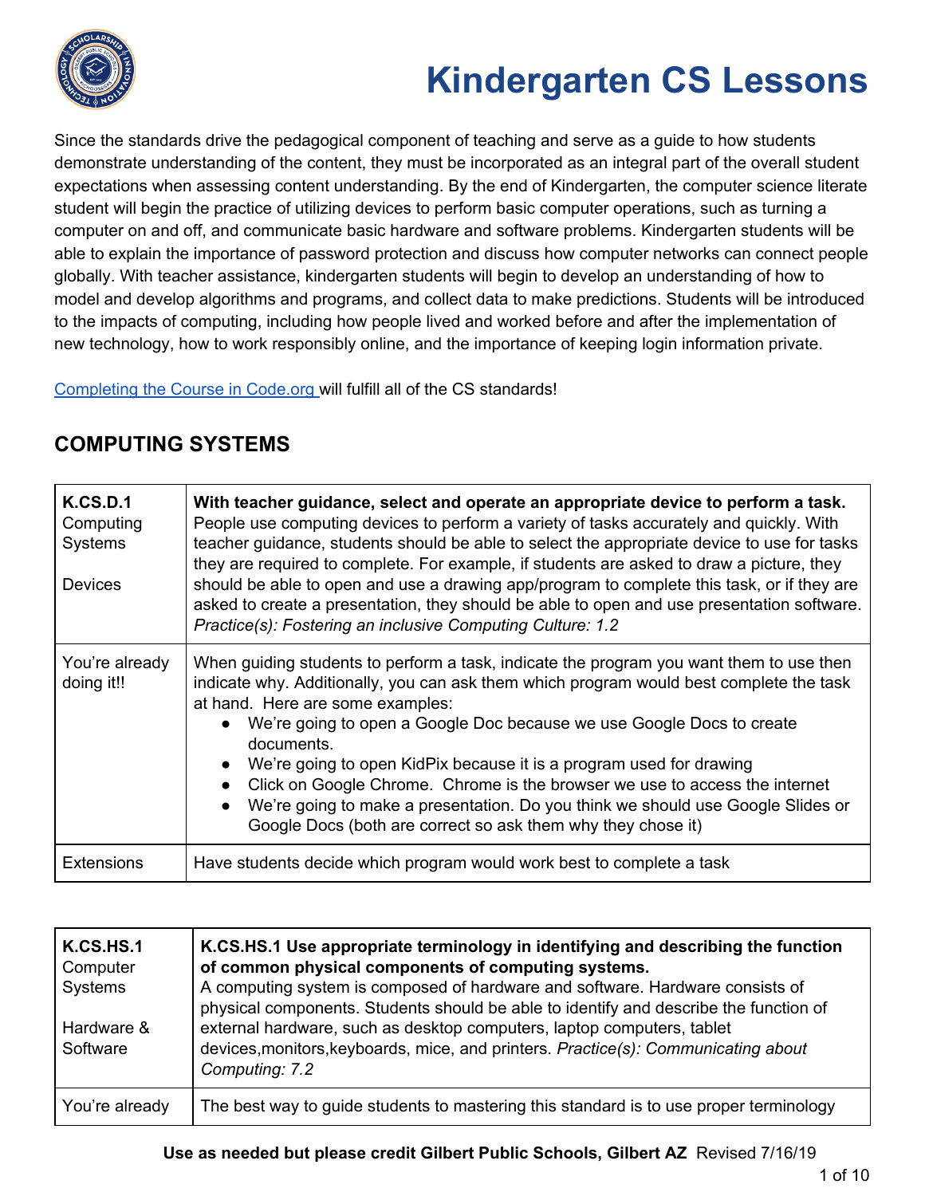# Kindergarten CS Lessons

Since the standards drive the pedagogical component of teaching and serve as a guide to how students demonstrate understanding of the content, they must be incorporated as an integral part of the overall student expectations when assessing content understanding. By the end of Kindergarten, the computer science literate student will begin the practice of utilizing devices to perform basic computer operations, such as turning a computer on and off, and communicate basic hardware and software problems. Kindergarten students will be able to explain the importance of password protection and discuss how computer networks can connect people globally. With teacher assistance, kindergarten students will begin to develop an understanding of how to model and develop algorithms and programs, and collect data to make predictions. Students will be introduced to the impacts of computing, including how people lived and worked before and after the implementation of new technology, how to work responsibly online, and the importance of keeping login information private.

Completing the Course in Code.org will fulfill all of the CS standards!

## COMPUTING SYSTEMS

| **K.CS.D.1** Computing Systems<br><br>Devices | **With teacher guidance, select and operate an appropriate device to perform a task.** People use computing devices to perform a variety of tasks accurately and quickly. With teacher guidance, students should be able to select the appropriate device to use for tasks they are required to complete. For example, if students are asked to draw a picture, they should be able to open and use a drawing app/program to complete this task, or if they are asked to create a presentation, they should be able to open and use presentation software. *Practice(s): Fostering an inclusive Computing Culture: 1.2* |
|---|---|
| You're already doing it!! | When guiding students to perform a task, indicate the program you want them to use then indicate why. Additionally, you can ask them which program would best complete the task at hand. Here are some examples:<br>• We're going to open a Google Doc because we use Google Docs to create documents.<br>• We're going to open KidPix because it is a program used for drawing<br>• Click on Google Chrome. Chrome is the browser we use to access the internet<br>• We're going to make a presentation. Do you think we should use Google Slides or Google Docs (both are correct so ask them why they chose it) |
| Extensions | Have students decide which program would work best to complete a task |

| **K.CS.HS.1** Computer Systems<br><br>Hardware & Software | **K.CS.HS.1 Use appropriate terminology in identifying and describing the function of common physical components of computing systems.** A computing system is composed of hardware and software. Hardware consists of physical components. Students should be able to identify and describe the function of external hardware, such as desktop computers, laptop computers, tablet devices,monitors,keyboards, mice, and printers. *Practice(s): Communicating about Computing: 7.2* |
|---|---|
| You're already | The best way to guide students to mastering this standard is to use proper terminology |

**Use as needed but please credit Gilbert Public Schools, Gilbert AZ** Revised 7/16/19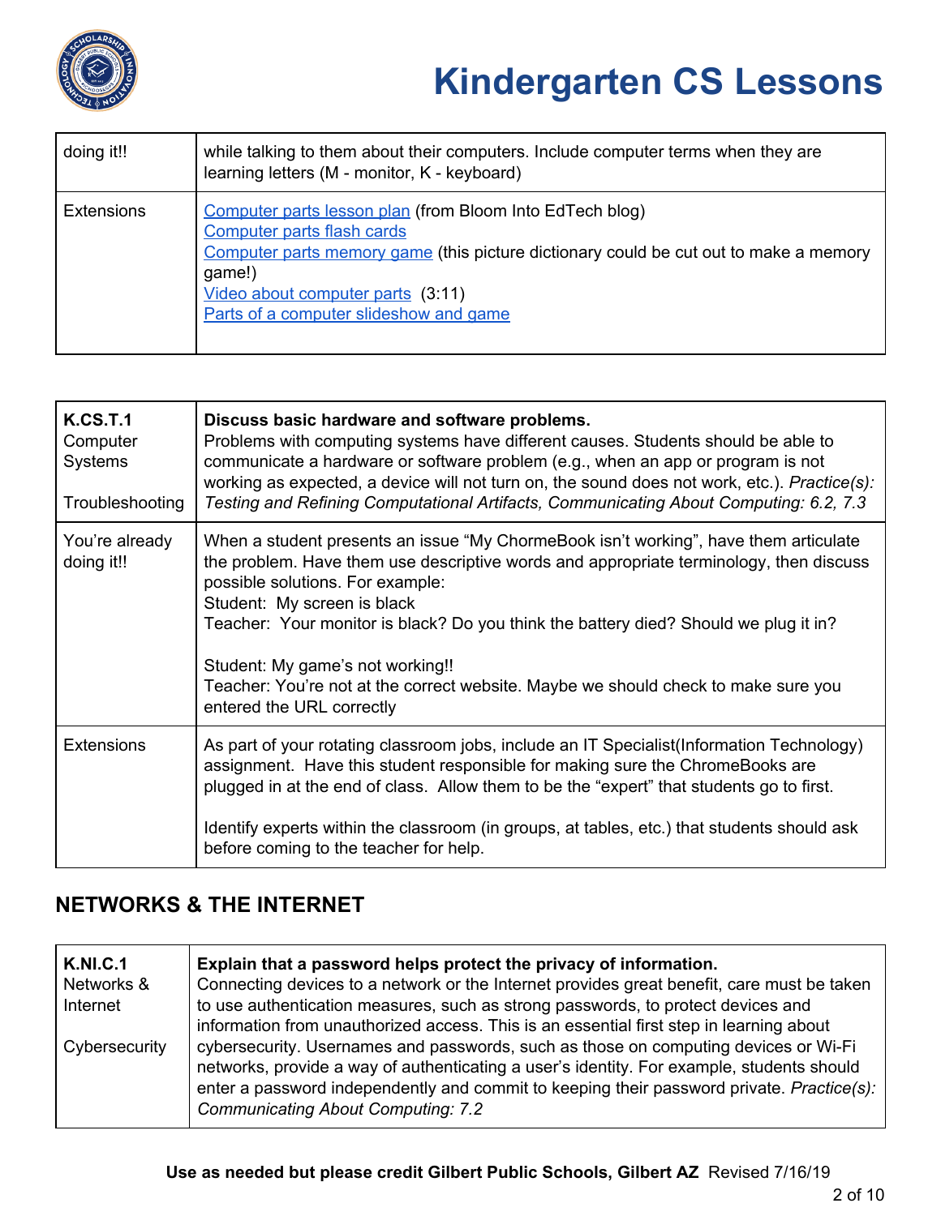| | |
|---|---|
| doing it!! | while talking to them about their computers. Include computer terms when they are learning letters (M - monitor, K - keyboard) |
| Extensions | Computer parts lesson plan (from Bloom Into EdTech blog)<br>Computer parts flash cards<br>Computer parts memory game (this picture dictionary could be cut out to make a memory game!)<br>Video about computer parts (3:11)<br>Parts of a computer slideshow and game |

| | |
|---|---|
| **K.CS.T.1**<br>Computer Systems<br><br>Troubleshooting | **Discuss basic hardware and software problems.**<br>Problems with computing systems have different causes. Students should be able to communicate a hardware or software problem (e.g., when an app or program is not working as expected, a device will not turn on, the sound does not work, etc.). *Practice(s): Testing and Refining Computational Artifacts, Communicating About Computing: 6.2, 7.3* |
| You're already doing it!! | When a student presents an issue "My ChormeBook isn't working", have them articulate the problem. Have them use descriptive words and appropriate terminology, then discuss possible solutions. For example:<br>Student: My screen is black<br>Teacher: Your monitor is black? Do you think the battery died? Should we plug it in?<br><br>Student: My game's not working!!<br>Teacher: You're not at the correct website. Maybe we should check to make sure you entered the URL correctly |
| Extensions | As part of your rotating classroom jobs, include an IT Specialist(Information Technology) assignment. Have this student responsible for making sure the ChromeBooks are plugged in at the end of class. Allow them to be the "expert" that students go to first.<br><br>Identify experts within the classroom (in groups, at tables, etc.) that students should ask before coming to the teacher for help. |

## NETWORKS & THE INTERNET

| | |
|---|---|
| **K.NI.C.1**<br>Networks & Internet<br><br>Cybersecurity | **Explain that a password helps protect the privacy of information.**<br>Connecting devices to a network or the Internet provides great benefit, care must be taken to use authentication measures, such as strong passwords, to protect devices and information from unauthorized access. This is an essential first step in learning about cybersecurity. Usernames and passwords, such as those on computing devices or Wi-Fi networks, provide a way of authenticating a user's identity. For example, students should enter a password independently and commit to keeping their password private. *Practice(s): Communicating About Computing: 7.2* |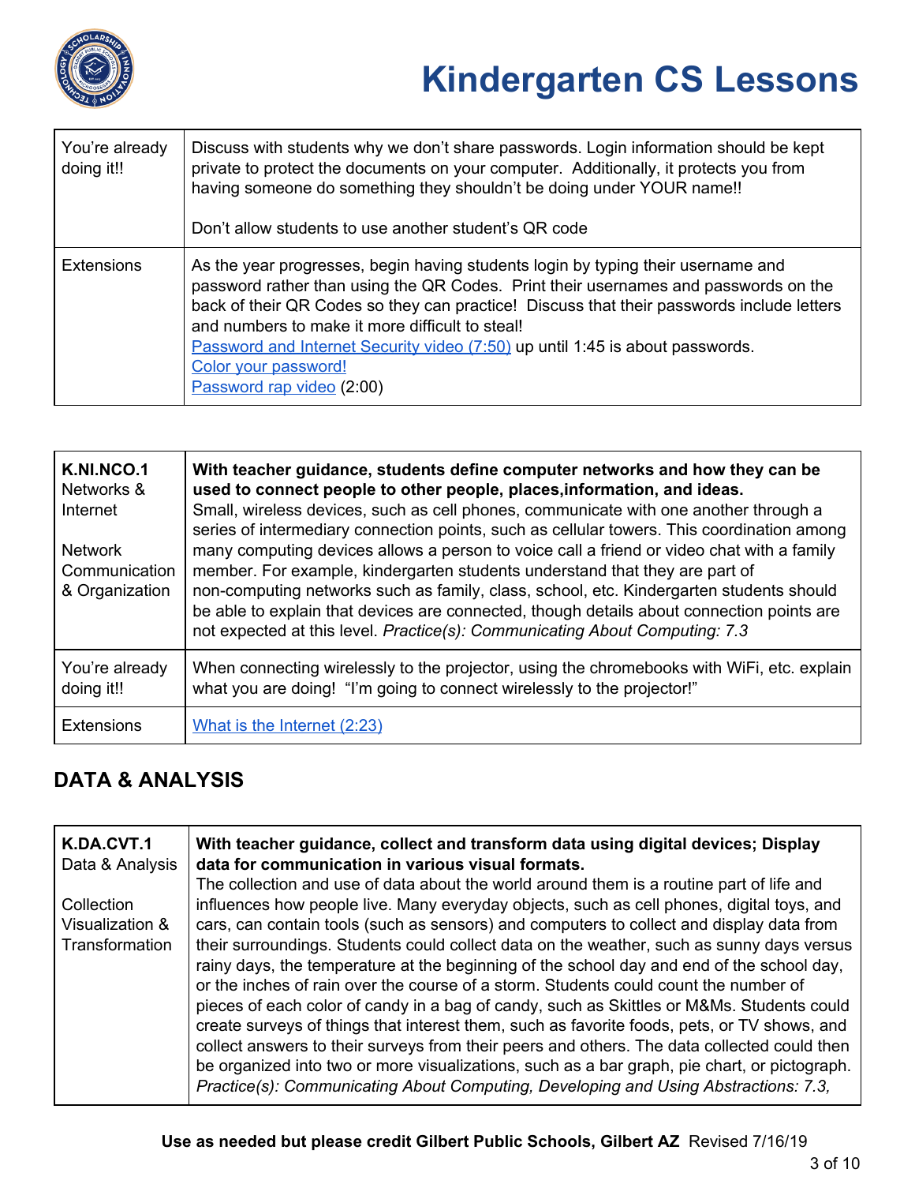| | |
|---|---|
| You're already doing it!! | Discuss with students why we don't share passwords. Login information should be kept private to protect the documents on your computer. Additionally, it protects you from having someone do something they shouldn't be doing under YOUR name!!<br><br>Don't allow students to use another student's QR code |
| Extensions | As the year progresses, begin having students login by typing their username and password rather than using the QR Codes. Print their usernames and passwords on the back of their QR Codes so they can practice! Discuss that their passwords include letters and numbers to make it more difficult to steal!<br>Password and Internet Security video (7:50) up until 1:45 is about passwords.<br>Color your password!<br>Password rap video (2:00) |

| | |
|---|---|
| **K.NI.NCO.1**<br>Networks & Internet<br><br>Network Communication & Organization | **With teacher guidance, students define computer networks and how they can be used to connect people to other people, places,information, and ideas.**<br>Small, wireless devices, such as cell phones, communicate with one another through a series of intermediary connection points, such as cellular towers. This coordination among many computing devices allows a person to voice call a friend or video chat with a family member. For example, kindergarten students understand that they are part of non-computing networks such as family, class, school, etc. Kindergarten students should be able to explain that devices are connected, though details about connection points are not expected at this level. *Practice(s): Communicating About Computing: 7.3* |
| You're already doing it!! | When connecting wirelessly to the projector, using the chromebooks with WiFi, etc. explain what you are doing! "I'm going to connect wirelessly to the projector!" |
| Extensions | What is the Internet (2:23) |

## DATA & ANALYSIS

| | |
|---|---|
| **K.DA.CVT.1**<br>Data & Analysis<br><br>Collection Visualization & Transformation | **With teacher guidance, collect and transform data using digital devices; Display data for communication in various visual formats.**<br>The collection and use of data about the world around them is a routine part of life and influences how people live. Many everyday objects, such as cell phones, digital toys, and cars, can contain tools (such as sensors) and computers to collect and display data from their surroundings. Students could collect data on the weather, such as sunny days versus rainy days, the temperature at the beginning of the school day and end of the school day, or the inches of rain over the course of a storm. Students could count the number of pieces of each color of candy in a bag of candy, such as Skittles or M&Ms. Students could create surveys of things that interest them, such as favorite foods, pets, or TV shows, and collect answers to their surveys from their peers and others. The data collected could then be organized into two or more visualizations, such as a bar graph, pie chart, or pictograph. *Practice(s): Communicating About Computing, Developing and Using Abstractions: 7.3,* |

**Use as needed but please credit Gilbert Public Schools, Gilbert AZ** Revised 7/16/19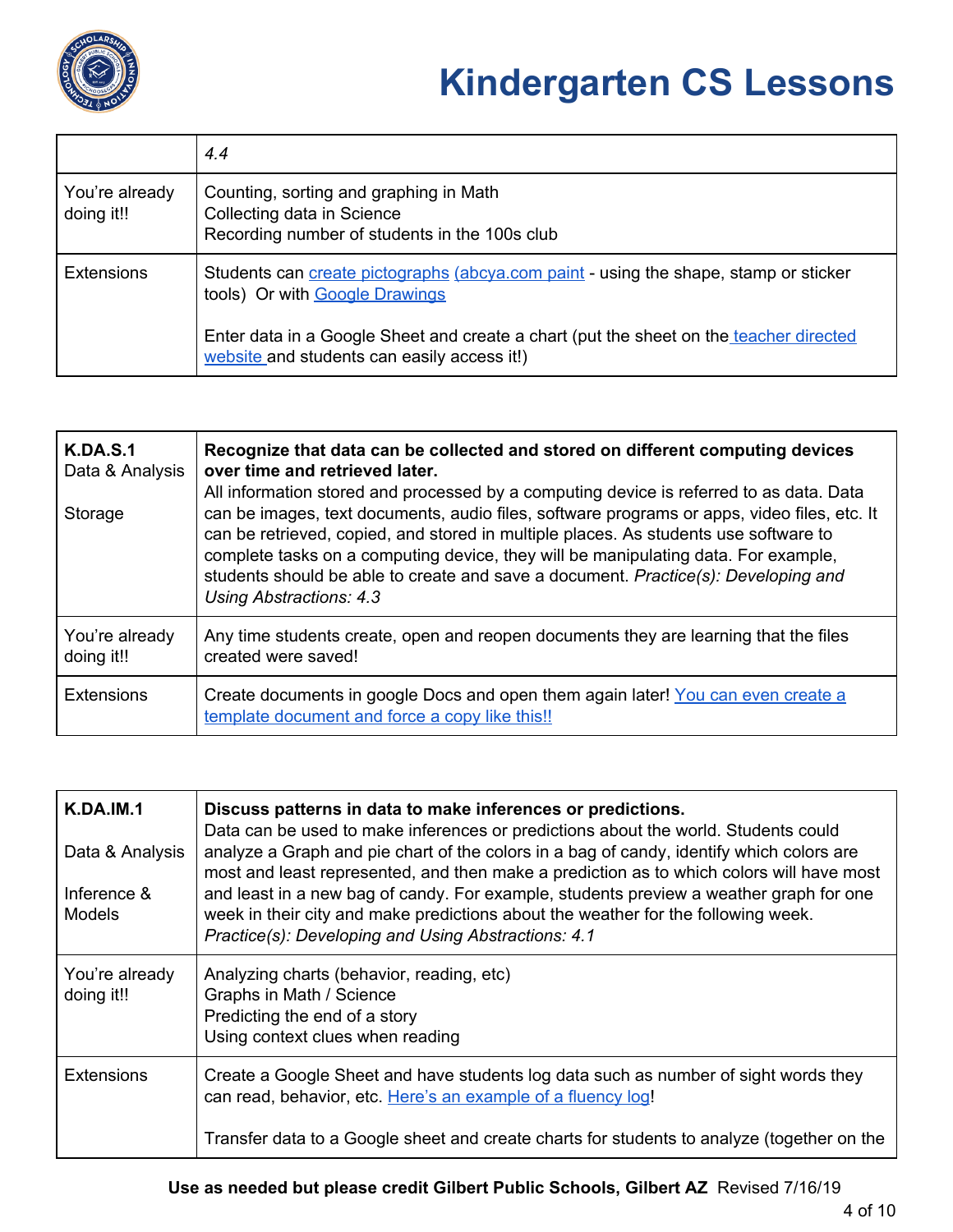| | *4.4* |
|---|---|
| You're already doing it!! | Counting, sorting and graphing in Math<br>Collecting data in Science<br>Recording number of students in the 100s club |
| Extensions | Students can create pictographs (abcya.com paint - using the shape, stamp or sticker tools) Or with Google Drawings<br><br>Enter data in a Google Sheet and create a chart (put the sheet on the teacher directed website and students can easily access it!) |

| **K.DA.S.1**<br>Data & Analysis<br><br>Storage | **Recognize that data can be collected and stored on different computing devices over time and retrieved later.**<br>All information stored and processed by a computing device is referred to as data. Data can be images, text documents, audio files, software programs or apps, video files, etc. It can be retrieved, copied, and stored in multiple places. As students use software to complete tasks on a computing device, they will be manipulating data. For example, students should be able to create and save a document. *Practice(s): Developing and Using Abstractions: 4.3* |
|---|---|
| You're already doing it!! | Any time students create, open and reopen documents they are learning that the files created were saved! |
| Extensions | Create documents in google Docs and open them again later! You can even create a template document and force a copy like this!! |

| **K.DA.IM.1**<br><br>Data & Analysis<br><br>Inference & Models | **Discuss patterns in data to make inferences or predictions.**<br>Data can be used to make inferences or predictions about the world. Students could analyze a Graph and pie chart of the colors in a bag of candy, identify which colors are most and least represented, and then make a prediction as to which colors will have most and least in a new bag of candy. For example, students preview a weather graph for one week in their city and make predictions about the weather for the following week. *Practice(s): Developing and Using Abstractions: 4.1* |
|---|---|
| You're already doing it!! | Analyzing charts (behavior, reading, etc)<br>Graphs in Math / Science<br>Predicting the end of a story<br>Using context clues when reading |
| Extensions | Create a Google Sheet and have students log data such as number of sight words they can read, behavior, etc. Here's an example of a fluency log!<br><br>Transfer data to a Google sheet and create charts for students to analyze (together on the |

**Use as needed but please credit Gilbert Public Schools, Gilbert AZ** Revised 7/16/19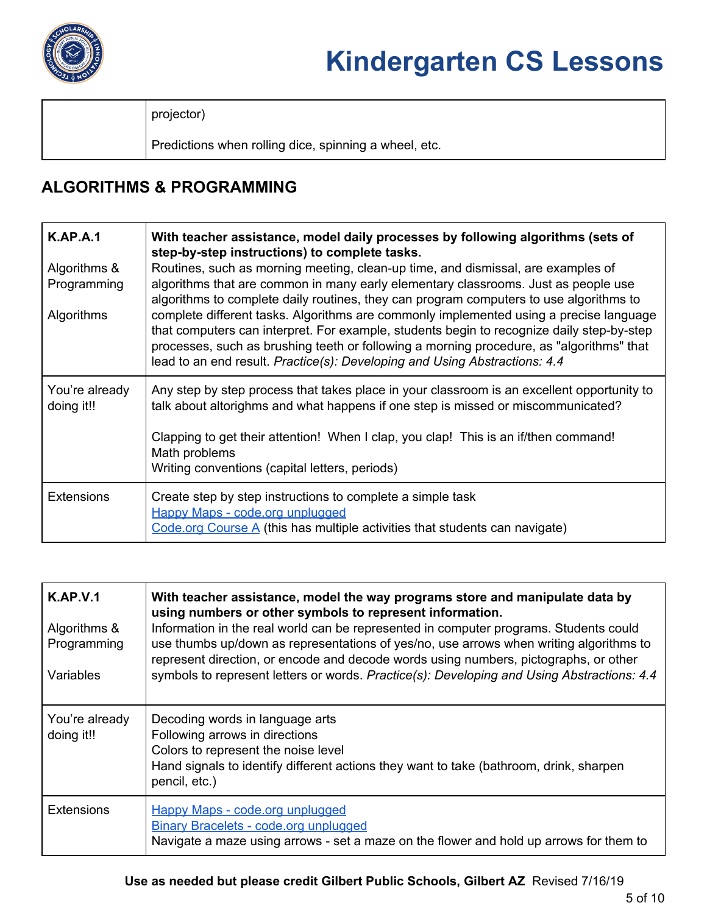| | projector)<br><br>Predictions when rolling dice, spinning a wheel, etc. |
|---|---|

## ALGORITHMS & PROGRAMMING

| **K.AP.A.1**<br><br>Algorithms & Programming<br><br>Algorithms | **With teacher assistance, model daily processes by following algorithms (sets of step-by-step instructions) to complete tasks.**<br>Routines, such as morning meeting, clean-up time, and dismissal, are examples of algorithms that are common in many early elementary classrooms. Just as people use algorithms to complete daily routines, they can program computers to use algorithms to complete different tasks. Algorithms are commonly implemented using a precise language that computers can interpret. For example, students begin to recognize daily step-by-step processes, such as brushing teeth or following a morning procedure, as "algorithms" that lead to an end result. *Practice(s): Developing and Using Abstractions: 4.4* |
|---|---|
| You're already doing it!! | Any step by step process that takes place in your classroom is an excellent opportunity to talk about altorighms and what happens if one step is missed or miscommunicated?<br><br>Clapping to get their attention! When I clap, you clap! This is an if/then command!<br>Math problems<br>Writing conventions (capital letters, periods) |
| Extensions | Create step by step instructions to complete a simple task<br>Happy Maps - code.org unplugged<br>Code.org Course A (this has multiple activities that students can navigate) |

| **K.AP.V.1**<br><br>Algorithms & Programming<br><br>Variables | **With teacher assistance, model the way programs store and manipulate data by using numbers or other symbols to represent information.**<br>Information in the real world can be represented in computer programs. Students could use thumbs up/down as representations of yes/no, use arrows when writing algorithms to represent direction, or encode and decode words using numbers, pictographs, or other symbols to represent letters or words. *Practice(s): Developing and Using Abstractions: 4.4* |
|---|---|
| You're already doing it!! | Decoding words in language arts<br>Following arrows in directions<br>Colors to represent the noise level<br>Hand signals to identify different actions they want to take (bathroom, drink, sharpen pencil, etc.) |
| Extensions | Happy Maps - code.org unplugged<br>Binary Bracelets - code.org unplugged<br>Navigate a maze using arrows - set a maze on the flower and hold up arrows for them to |

**Use as needed but please credit Gilbert Public Schools, Gilbert AZ** Revised 7/16/19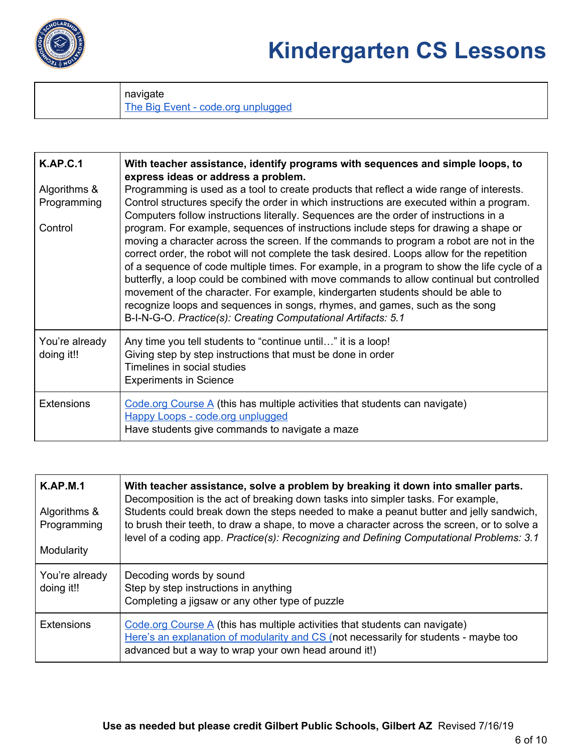| | |
|---|---|
| | navigate<br>The Big Event - code.org unplugged |

| | |
|---|---|
| **K.AP.C.1**<br><br>Algorithms & Programming<br><br>Control | **With teacher assistance, identify programs with sequences and simple loops, to express ideas or address a problem.**<br>Programming is used as a tool to create products that reflect a wide range of interests. Control structures specify the order in which instructions are executed within a program. Computers follow instructions literally. Sequences are the order of instructions in a program. For example, sequences of instructions include steps for drawing a shape or moving a character across the screen. If the commands to program a robot are not in the correct order, the robot will not complete the task desired. Loops allow for the repetition of a sequence of code multiple times. For example, in a program to show the life cycle of a butterfly, a loop could be combined with move commands to allow continual but controlled movement of the character. For example, kindergarten students should be able to recognize loops and sequences in songs, rhymes, and games, such as the song B-I-N-G-O. *Practice(s): Creating Computational Artifacts: 5.1* |
| You're already doing it!! | Any time you tell students to "continue until…" it is a loop!<br>Giving step by step instructions that must be done in order<br>Timelines in social studies<br>Experiments in Science |
| Extensions | Code.org Course A (this has multiple activities that students can navigate)<br>Happy Loops - code.org unplugged<br>Have students give commands to navigate a maze |

| | |
|---|---|
| **K.AP.M.1**<br><br>Algorithms & Programming<br><br>Modularity | **With teacher assistance, solve a problem by breaking it down into smaller parts.**<br>Decomposition is the act of breaking down tasks into simpler tasks. For example, Students could break down the steps needed to make a peanut butter and jelly sandwich, to brush their teeth, to draw a shape, to move a character across the screen, or to solve a level of a coding app. *Practice(s): Recognizing and Defining Computational Problems: 3.1* |
| You're already doing it!! | Decoding words by sound<br>Step by step instructions in anything<br>Completing a jigsaw or any other type of puzzle |
| Extensions | Code.org Course A (this has multiple activities that students can navigate)<br>Here's an explanation of modularity and CS (not necessarily for students - maybe too advanced but a way to wrap your own head around it!) |

**Use as needed but please credit Gilbert Public Schools, Gilbert AZ** Revised 7/16/19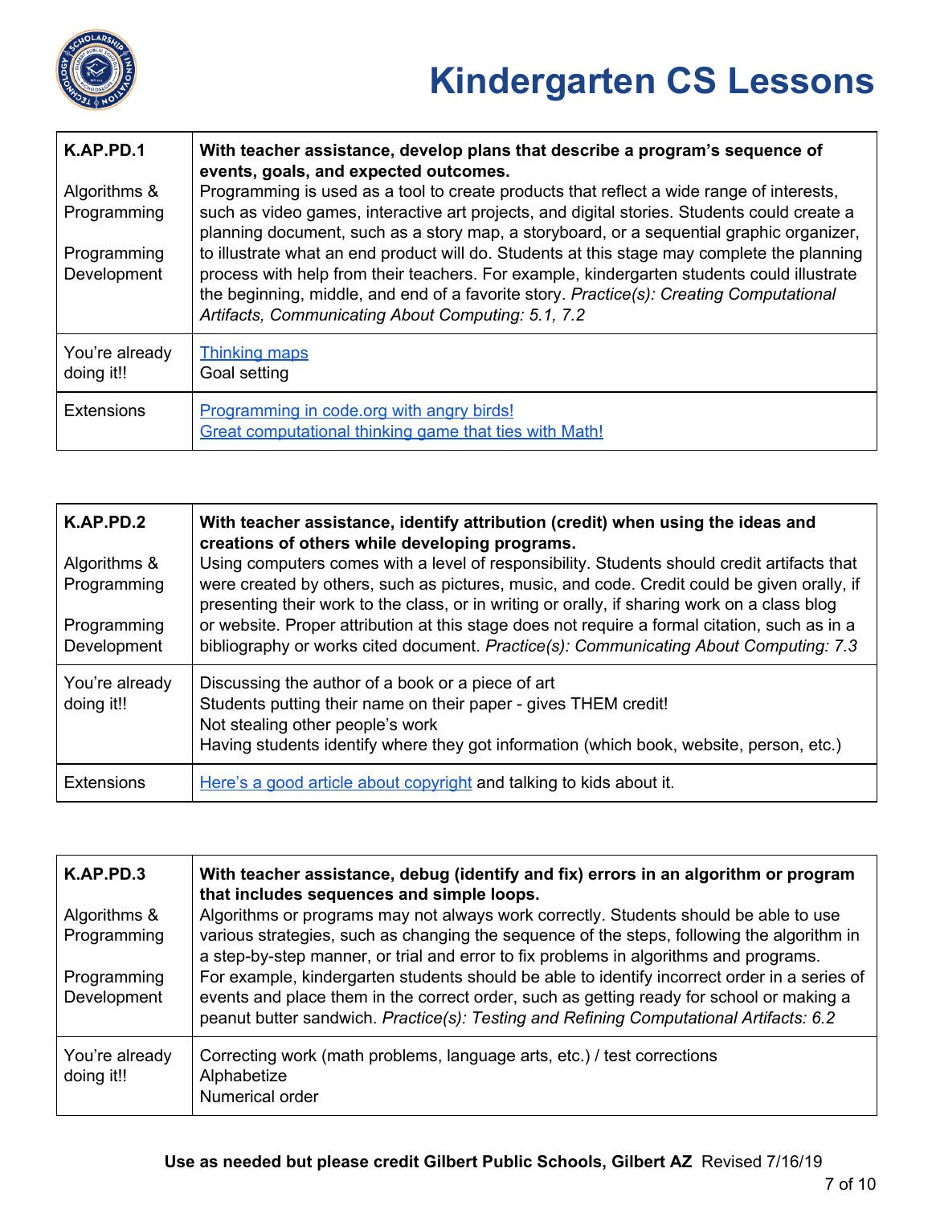# Kindergarten CS Lessons

| K.AP.PD.1<br><br>Algorithms & Programming<br><br>Programming Development | **With teacher assistance, develop plans that describe a program's sequence of events, goals, and expected outcomes.**<br>Programming is used as a tool to create products that reflect a wide range of interests, such as video games, interactive art projects, and digital stories. Students could create a planning document, such as a story map, a storyboard, or a sequential graphic organizer, to illustrate what an end product will do. Students at this stage may complete the planning process with help from their teachers. For example, kindergarten students could illustrate the beginning, middle, and end of a favorite story. *Practice(s): Creating Computational Artifacts, Communicating About Computing: 5.1, 7.2* |
|---|---|
| You're already doing it!! | Thinking maps<br>Goal setting |
| Extensions | Programming in code.org with angry birds!<br>Great computational thinking game that ties with Math! |

| K.AP.PD.2<br><br>Algorithms & Programming<br><br>Programming Development | **With teacher assistance, identify attribution (credit) when using the ideas and creations of others while developing programs.**<br>Using computers comes with a level of responsibility. Students should credit artifacts that were created by others, such as pictures, music, and code. Credit could be given orally, if presenting their work to the class, or in writing or orally, if sharing work on a class blog or website. Proper attribution at this stage does not require a formal citation, such as in a bibliography or works cited document. *Practice(s): Communicating About Computing: 7.3* |
|---|---|
| You're already doing it!! | Discussing the author of a book or a piece of art<br>Students putting their name on their paper - gives THEM credit!<br>Not stealing other people's work<br>Having students identify where they got information (which book, website, person, etc.) |
| Extensions | Here's a good article about copyright and talking to kids about it. |

| K.AP.PD.3<br><br>Algorithms & Programming<br><br>Programming Development | **With teacher assistance, debug (identify and fix) errors in an algorithm or program that includes sequences and simple loops.**<br>Algorithms or programs may not always work correctly. Students should be able to use various strategies, such as changing the sequence of the steps, following the algorithm in a step-by-step manner, or trial and error to fix problems in algorithms and programs. For example, kindergarten students should be able to identify incorrect order in a series of events and place them in the correct order, such as getting ready for school or making a peanut butter sandwich. *Practice(s): Testing and Refining Computational Artifacts: 6.2* |
|---|---|
| You're already doing it!! | Correcting work (math problems, language arts, etc.) / test corrections<br>Alphabetize<br>Numerical order |

**Use as needed but please credit Gilbert Public Schools, Gilbert AZ** Revised 7/16/19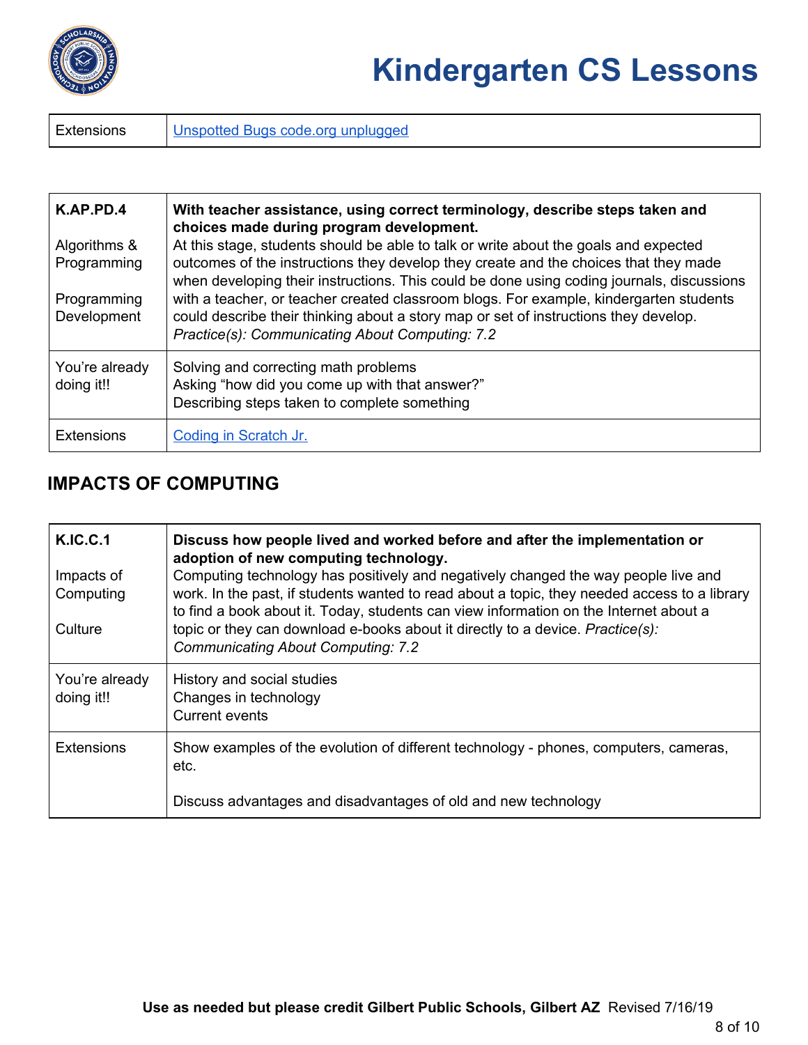| Extensions | [Unspotted Bugs code.org unplugged] |
|---|---|

| K.AP.PD.4<br><br>Algorithms & Programming<br><br>Programming Development | **With teacher assistance, using correct terminology, describe steps taken and choices made during program development.**<br>At this stage, students should be able to talk or write about the goals and expected outcomes of the instructions they develop they create and the choices that they made when developing their instructions. This could be done using coding journals, discussions with a teacher, or teacher created classroom blogs. For example, kindergarten students could describe their thinking about a story map or set of instructions they develop. *Practice(s): Communicating About Computing: 7.2* |
|---|---|
| You're already doing it!! | Solving and correcting math problems<br>Asking "how did you come up with that answer?"<br>Describing steps taken to complete something |
| Extensions | [Coding in Scratch Jr.] |

## IMPACTS OF COMPUTING

| K.IC.C.1<br><br>Impacts of Computing<br><br>Culture | **Discuss how people lived and worked before and after the implementation or adoption of new computing technology.**<br>Computing technology has positively and negatively changed the way people live and work. In the past, if students wanted to read about a topic, they needed access to a library to find a book about it. Today, students can view information on the Internet about a topic or they can download e-books about it directly to a device. *Practice(s): Communicating About Computing: 7.2* |
|---|---|
| You're already doing it!! | History and social studies<br>Changes in technology<br>Current events |
| Extensions | Show examples of the evolution of different technology - phones, computers, cameras, etc.<br><br>Discuss advantages and disadvantages of old and new technology |

**Use as needed but please credit Gilbert Public Schools, Gilbert AZ** Revised 7/16/19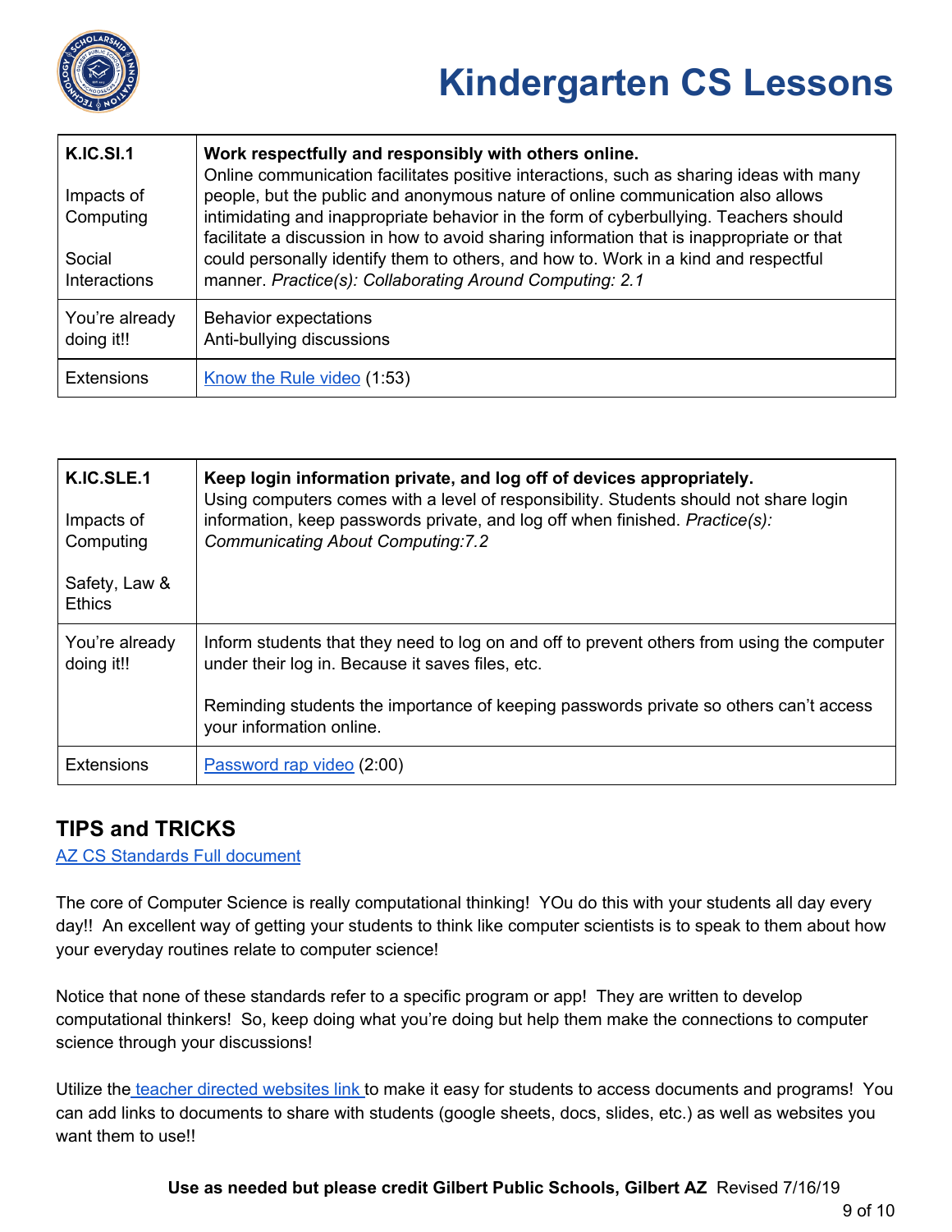# Kindergarten CS Lessons

| K.IC.SI.1<br><br>Impacts of Computing<br><br>Social Interactions | **Work respectfully and responsibly with others online.**<br>Online communication facilitates positive interactions, such as sharing ideas with many people, but the public and anonymous nature of online communication also allows intimidating and inappropriate behavior in the form of cyberbullying. Teachers should facilitate a discussion in how to avoid sharing information that is inappropriate or that could personally identify them to others, and how to. Work in a kind and respectful manner. *Practice(s): Collaborating Around Computing: 2.1* |
|---|---|
| You're already doing it!! | Behavior expectations<br>Anti-bullying discussions |
| Extensions | Know the Rule video (1:53) |

| K.IC.SLE.1<br><br>Impacts of Computing<br><br>Safety, Law & Ethics | **Keep login information private, and log off of devices appropriately.**<br>Using computers comes with a level of responsibility. Students should not share login information, keep passwords private, and log off when finished. *Practice(s): Communicating About Computing:7.2* |
|---|---|
| You're already doing it!! | Inform students that they need to log on and off to prevent others from using the computer under their log in. Because it saves files, etc.<br><br>Reminding students the importance of keeping passwords private so others can't access your information online. |
| Extensions | Password rap video (2:00) |

## TIPS and TRICKS

AZ CS Standards Full document

The core of Computer Science is really computational thinking! YOu do this with your students all day every day!! An excellent way of getting your students to think like computer scientists is to speak to them about how your everyday routines relate to computer science!

Notice that none of these standards refer to a specific program or app! They are written to develop computational thinkers! So, keep doing what you're doing but help them make the connections to computer science through your discussions!

Utilize the teacher directed websites link to make it easy for students to access documents and programs! You can add links to documents to share with students (google sheets, docs, slides, etc.) as well as websites you want them to use!!

**Use as needed but please credit Gilbert Public Schools, Gilbert AZ** Revised 7/16/19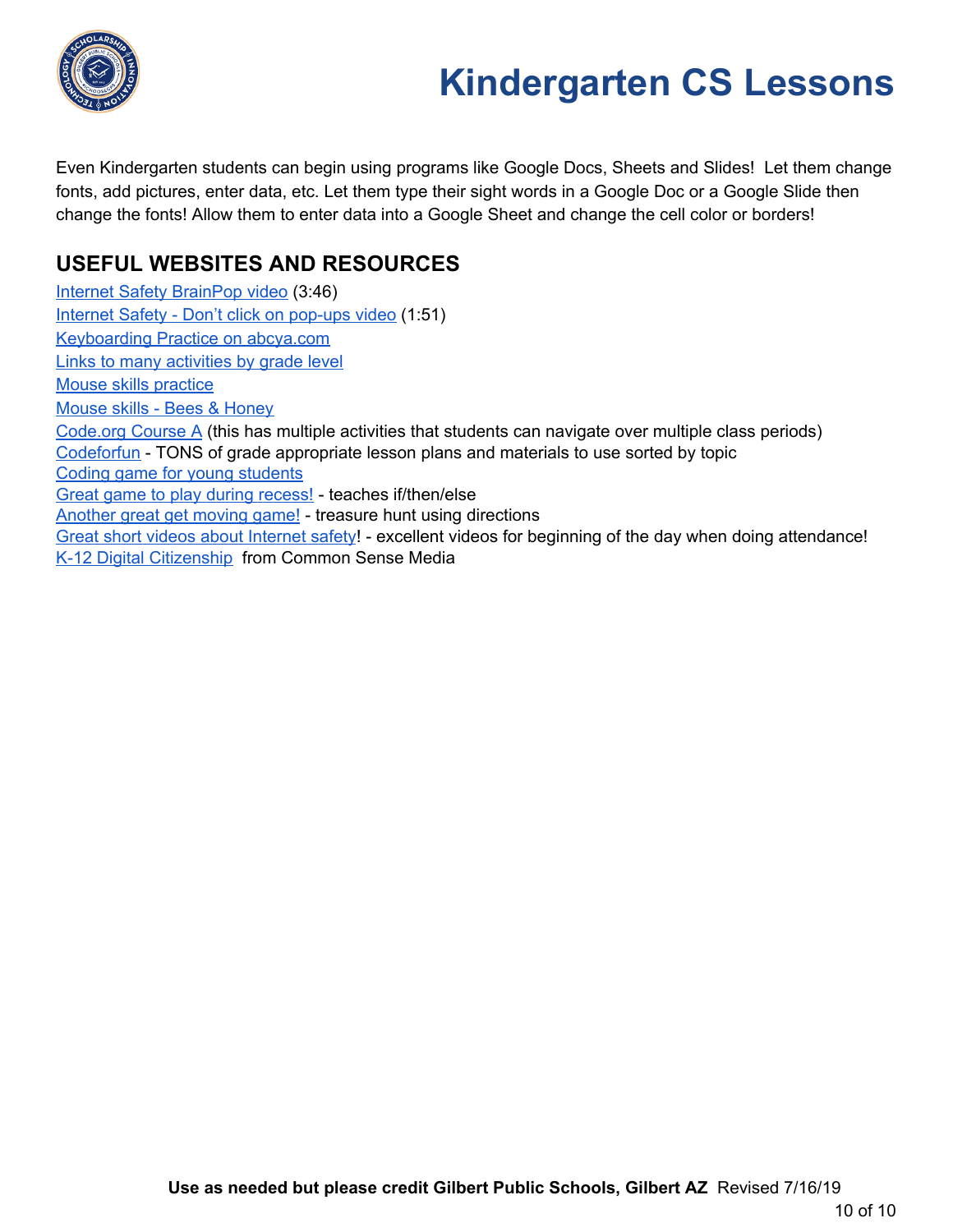# Kindergarten CS Lessons

Even Kindergarten students can begin using programs like Google Docs, Sheets and Slides! Let them change fonts, add pictures, enter data, etc. Let them type their sight words in a Google Doc or a Google Slide then change the fonts! Allow them to enter data into a Google Sheet and change the cell color or borders!

## USEFUL WEBSITES AND RESOURCES

Internet Safety BrainPop video (3:46)
Internet Safety - Don't click on pop-ups video (1:51)
Keyboarding Practice on abcya.com
Links to many activities by grade level
Mouse skills practice
Mouse skills - Bees & Honey
Code.org Course A (this has multiple activities that students can navigate over multiple class periods)
Codeforfun - TONS of grade appropriate lesson plans and materials to use sorted by topic
Coding game for young students
Great game to play during recess! - teaches if/then/else
Another great get moving game! - treasure hunt using directions
Great short videos about Internet safety! - excellent videos for beginning of the day when doing attendance!
K-12 Digital Citizenship from Common Sense Media

**Use as needed but please credit Gilbert Public Schools, Gilbert AZ** Revised 7/16/19